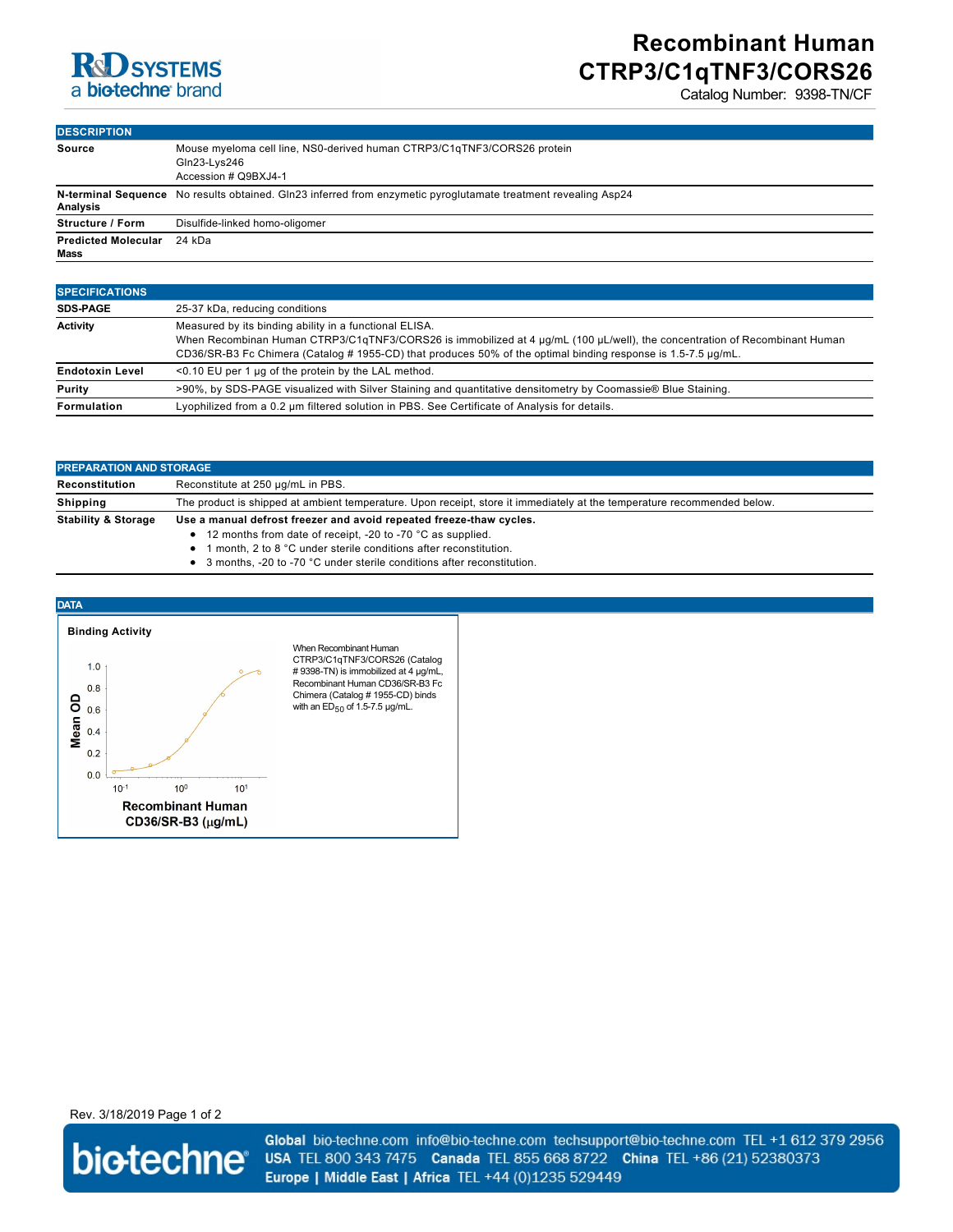# Recombinant Human CTRP3/C1qTNF3/CORS26

Catalog Number: 9398-TN/CF

## DESCRIPTION

| | |
|---|---|
| **Source** | Mouse myeloma cell line, NS0-derived human CTRP3/C1qTNF3/CORS26 protein<br>Gln23-Lys246<br>Accession # Q9BXJ4-1 |
| **N-terminal Sequence Analysis** | No results obtained. Gln23 inferred from enzymetic pyroglutamate treatment revealing Asp24 |
| **Structure / Form** | Disulfide-linked homo-oligomer |
| **Predicted Molecular Mass** | 24 kDa |

## SPECIFICATIONS

| | |
|---|---|
| **SDS-PAGE** | 25-37 kDa, reducing conditions |
| **Activity** | Measured by its binding ability in a functional ELISA.<br>When Recombinan Human CTRP3/C1qTNF3/CORS26 is immobilized at 4 µg/mL (100 µL/well), the concentration of Recombinant Human CD36/SR-B3 Fc Chimera (Catalog # 1955-CD) that produces 50% of the optimal binding response is 1.5-7.5 µg/mL. |
| **Endotoxin Level** | <0.10 EU per 1 µg of the protein by the LAL method. |
| **Purity** | >90%, by SDS-PAGE visualized with Silver Staining and quantitative densitometry by Coomassie® Blue Staining. |
| **Formulation** | Lyophilized from a 0.2 µm filtered solution in PBS. See Certificate of Analysis for details. |

## PREPARATION AND STORAGE

| | |
|---|---|
| **Reconstitution** | Reconstitute at 250 µg/mL in PBS. |
| **Shipping** | The product is shipped at ambient temperature. Upon receipt, store it immediately at the temperature recommended below. |
| **Stability & Storage** | **Use a manual defrost freezer and avoid repeated freeze-thaw cycles.**<br>• 12 months from date of receipt, -20 to -70 °C as supplied.<br>• 1 month, 2 to 8 °C under sterile conditions after reconstitution.<br>• 3 months, -20 to -70 °C under sterile conditions after reconstitution. |

## DATA

**Binding Activity**

When Recombinant Human CTRP3/C1qTNF3/CORS26 (Catalog # 9398-TN) is immobilized at 4 µg/mL, Recombinant Human CD36/SR-B3 Fc Chimera (Catalog # 1955-CD) binds with an $ED_{50}$ of 1.5-7.5 µg/mL.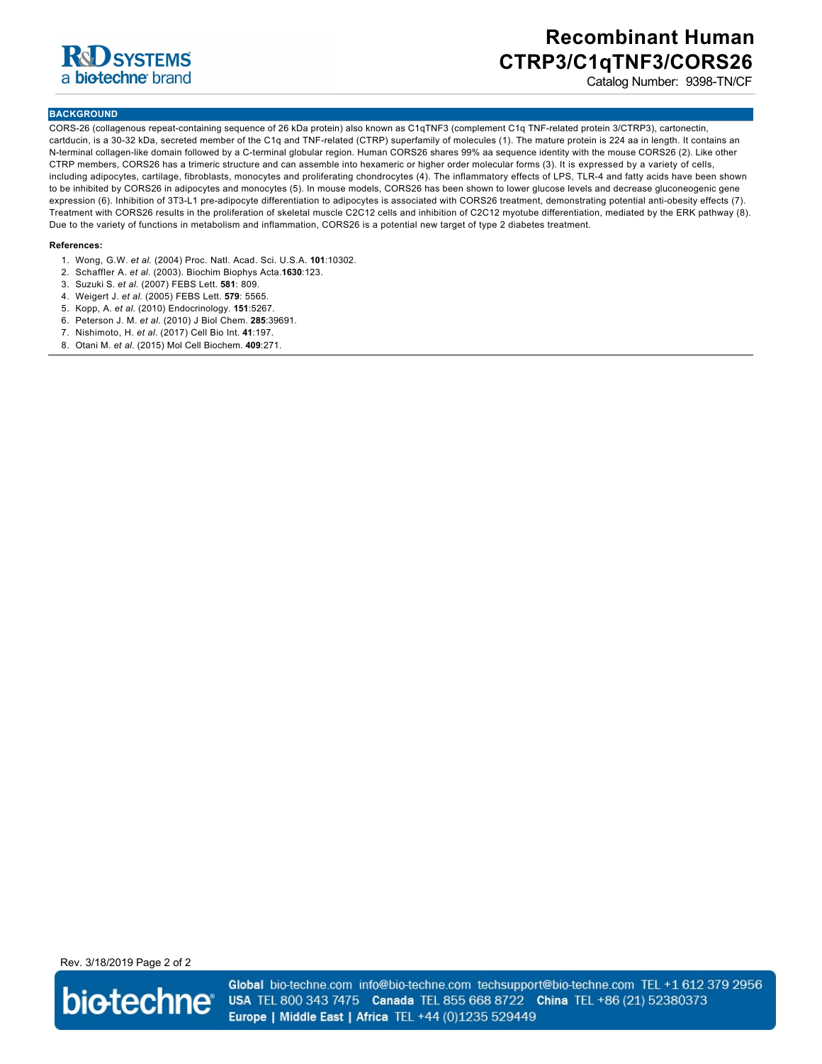## BACKGROUND

CORS-26 (collagenous repeat-containing sequence of 26 kDa protein) also known as C1qTNF3 (complement C1q TNF-related protein 3/CTRP3), cartonectin, cartducin, is a 30-32 kDa, secreted member of the C1q and TNF-related (CTRP) superfamily of molecules (1). The mature protein is 224 aa in length. It contains an N-terminal collagen-like domain followed by a C-terminal globular region. Human CORS26 shares 99% aa sequence identity with the mouse CORS26 (2). Like other CTRP members, CORS26 has a trimeric structure and can assemble into hexameric or higher order molecular forms (3). It is expressed by a variety of cells, including adipocytes, cartilage, fibroblasts, monocytes and proliferating chondrocytes (4). The inflammatory effects of LPS, TLR-4 and fatty acids have been shown to be inhibited by CORS26 in adipocytes and monocytes (5). In mouse models, CORS26 has been shown to lower glucose levels and decrease gluconeogenic gene expression (6). Inhibition of 3T3-L1 pre-adipocyte differentiation to adipocytes is associated with CORS26 treatment, demonstrating potential anti-obesity effects (7). Treatment with CORS26 results in the proliferation of skeletal muscle C2C12 cells and inhibition of C2C12 myotube differentiation, mediated by the ERK pathway (8). Due to the variety of functions in metabolism and inflammation, CORS26 is a potential new target of type 2 diabetes treatment.

**References:**

1. Wong, G.W. *et al.* (2004) Proc. Natl. Acad. Sci. U.S.A. **101**:10302.
2. Schaffler A. *et al.* (2003). Biochim Biophys Acta.**1630**:123.
3. Suzuki S. *et al.* (2007) FEBS Lett. **581**: 809.
4. Weigert J. *et al.* (2005) FEBS Lett. **579**: 5565.
5. Kopp, A. *et al.* (2010) Endocrinology. **151**:5267.
6. Peterson J. M. *et al.* (2010) J Biol Chem. **285**:39691.
7. Nishimoto, H. *et al.* (2017) Cell Bio Int. **41**:197.
8. Otani M. *et al.* (2015) Mol Cell Biochem. **409**:271.